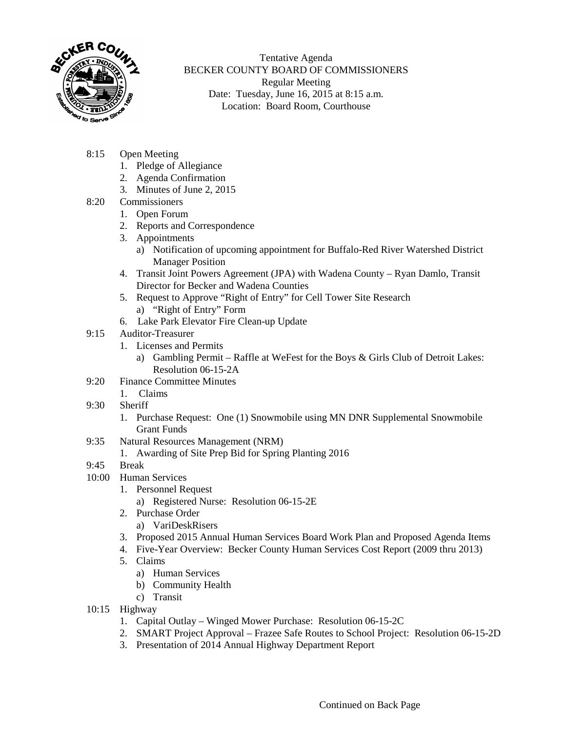Tentative Agenda
BECKER COUNTY BOARD OF COMMISSIONERS
Regular Meeting
Date: Tuesday, June 16, 2015 at 8:15 a.m.
Location: Board Room, Courthouse

8:15 Open Meeting
1. Pledge of Allegiance
2. Agenda Confirmation
3. Minutes of June 2, 2015

8:20 Commissioners
1. Open Forum
2. Reports and Correspondence
3. Appointments
   a) Notification of upcoming appointment for Buffalo-Red River Watershed District Manager Position
4. Transit Joint Powers Agreement (JPA) with Wadena County – Ryan Damlo, Transit Director for Becker and Wadena Counties
5. Request to Approve "Right of Entry" for Cell Tower Site Research
   a) "Right of Entry" Form
6. Lake Park Elevator Fire Clean-up Update

9:15 Auditor-Treasurer
1. Licenses and Permits
   a) Gambling Permit – Raffle at WeFest for the Boys & Girls Club of Detroit Lakes: Resolution 06-15-2A

9:20 Finance Committee Minutes
1. Claims

9:30 Sheriff
1. Purchase Request: One (1) Snowmobile using MN DNR Supplemental Snowmobile Grant Funds

9:35 Natural Resources Management (NRM)
1. Awarding of Site Prep Bid for Spring Planting 2016

9:45 Break

10:00 Human Services
1. Personnel Request
   a) Registered Nurse: Resolution 06-15-2E
2. Purchase Order
   a) VariDeskRisers
3. Proposed 2015 Annual Human Services Board Work Plan and Proposed Agenda Items
4. Five-Year Overview: Becker County Human Services Cost Report (2009 thru 2013)
5. Claims
   a) Human Services
   b) Community Health
   c) Transit

10:15 Highway
1. Capital Outlay – Winged Mower Purchase: Resolution 06-15-2C
2. SMART Project Approval – Frazee Safe Routes to School Project: Resolution 06-15-2D
3. Presentation of 2014 Annual Highway Department Report

Continued on Back Page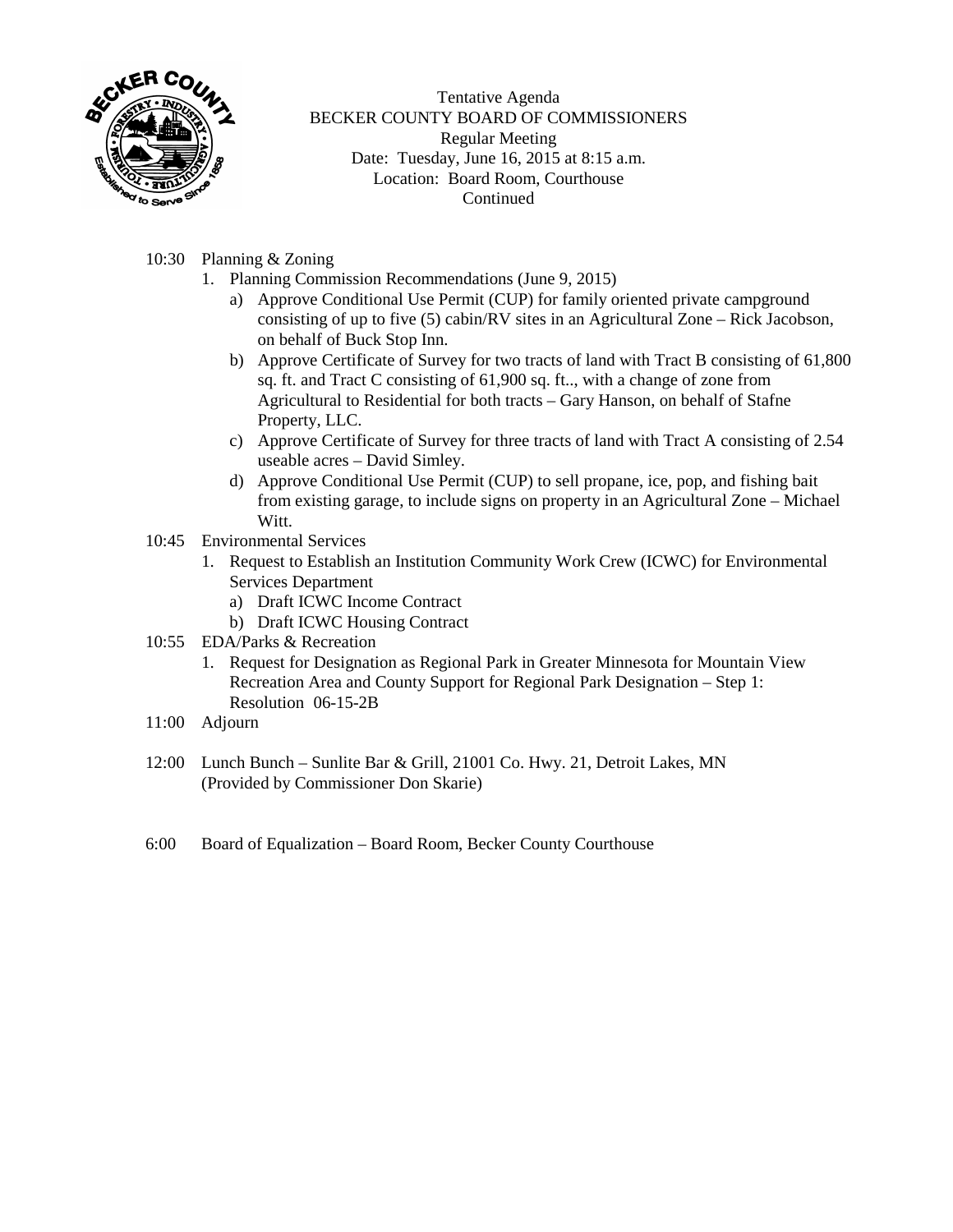Tentative Agenda
BECKER COUNTY BOARD OF COMMISSIONERS
Regular Meeting
Date: Tuesday, June 16, 2015 at 8:15 a.m.
Location: Board Room, Courthouse
Continued

10:30 Planning & Zoning

1. Planning Commission Recommendations (June 9, 2015)
   a) Approve Conditional Use Permit (CUP) for family oriented private campground consisting of up to five (5) cabin/RV sites in an Agricultural Zone – Rick Jacobson, on behalf of Buck Stop Inn.
   b) Approve Certificate of Survey for two tracts of land with Tract B consisting of 61,800 sq. ft. and Tract C consisting of 61,900 sq. ft.., with a change of zone from Agricultural to Residential for both tracts – Gary Hanson, on behalf of Stafne Property, LLC.
   c) Approve Certificate of Survey for three tracts of land with Tract A consisting of 2.54 useable acres – David Simley.
   d) Approve Conditional Use Permit (CUP) to sell propane, ice, pop, and fishing bait from existing garage, to include signs on property in an Agricultural Zone – Michael Witt.

10:45 Environmental Services

1. Request to Establish an Institution Community Work Crew (ICWC) for Environmental Services Department
   a) Draft ICWC Income Contract
   b) Draft ICWC Housing Contract

10:55 EDA/Parks & Recreation

1. Request for Designation as Regional Park in Greater Minnesota for Mountain View Recreation Area and County Support for Regional Park Designation – Step 1: Resolution 06-15-2B

11:00 Adjourn

12:00 Lunch Bunch – Sunlite Bar & Grill, 21001 Co. Hwy. 21, Detroit Lakes, MN (Provided by Commissioner Don Skarie)

6:00 Board of Equalization – Board Room, Becker County Courthouse